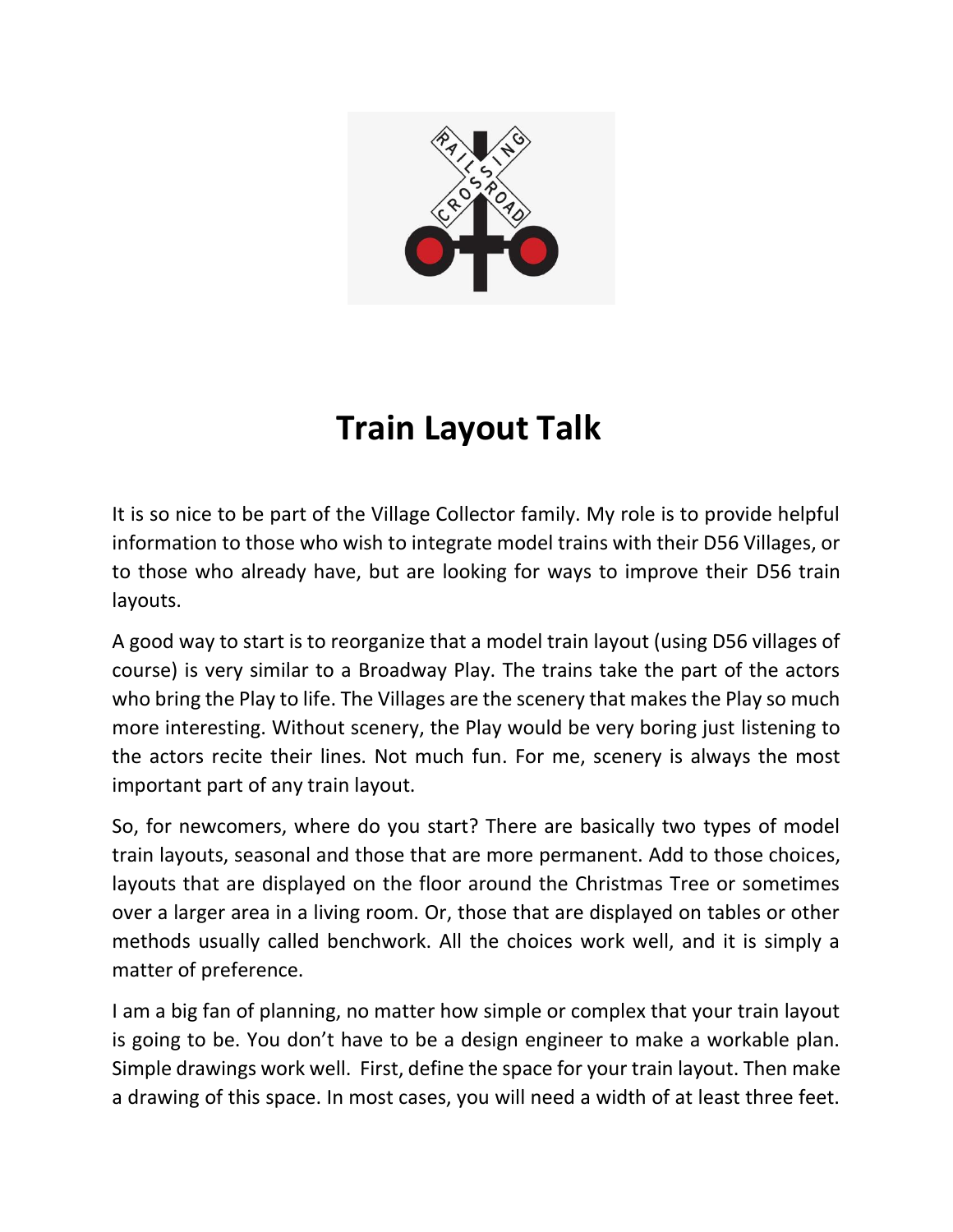# Train Layout Talk

It is so nice to be part of the Village Collector family. My role is to provide helpful information to those who wish to integrate model trains with their D56 Villages, or to those who already have, but are looking for ways to improve their D56 train layouts.

A good way to start is to reorganize that a model train layout (using D56 villages of course) is very similar to a Broadway Play. The trains take the part of the actors who bring the Play to life. The Villages are the scenery that makes the Play so much more interesting. Without scenery, the Play would be very boring just listening to the actors recite their lines. Not much fun. For me, scenery is always the most important part of any train layout.

So, for newcomers, where do you start? There are basically two types of model train layouts, seasonal and those that are more permanent. Add to those choices, layouts that are displayed on the floor around the Christmas Tree or sometimes over a larger area in a living room. Or, those that are displayed on tables or other methods usually called benchwork. All the choices work well, and it is simply a matter of preference.

I am a big fan of planning, no matter how simple or complex that your train layout is going to be. You don't have to be a design engineer to make a workable plan. Simple drawings work well. First, define the space for your train layout. Then make a drawing of this space. In most cases, you will need a width of at least three feet.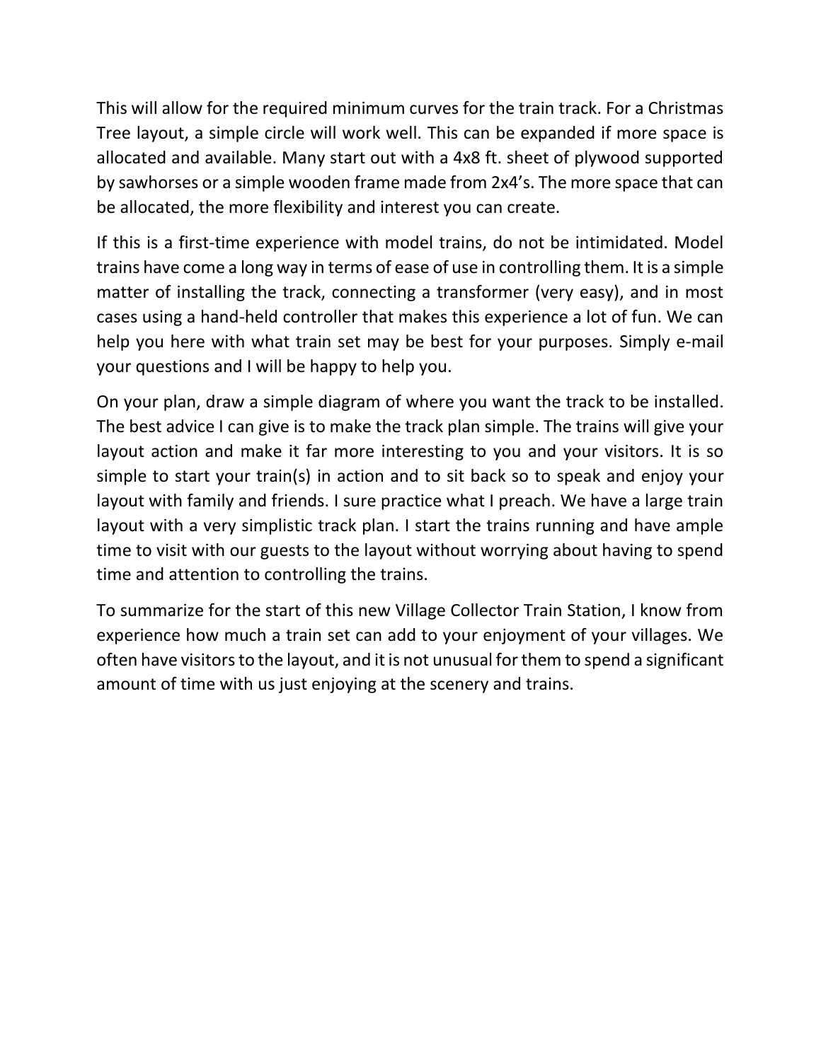This will allow for the required minimum curves for the train track. For a Christmas Tree layout, a simple circle will work well. This can be expanded if more space is allocated and available. Many start out with a 4x8 ft. sheet of plywood supported by sawhorses or a simple wooden frame made from 2x4's. The more space that can be allocated, the more flexibility and interest you can create.

If this is a first-time experience with model trains, do not be intimidated. Model trains have come a long way in terms of ease of use in controlling them. It is a simple matter of installing the track, connecting a transformer (very easy), and in most cases using a hand-held controller that makes this experience a lot of fun. We can help you here with what train set may be best for your purposes. Simply e-mail your questions and I will be happy to help you.

On your plan, draw a simple diagram of where you want the track to be installed. The best advice I can give is to make the track plan simple. The trains will give your layout action and make it far more interesting to you and your visitors. It is so simple to start your train(s) in action and to sit back so to speak and enjoy your layout with family and friends. I sure practice what I preach. We have a large train layout with a very simplistic track plan. I start the trains running and have ample time to visit with our guests to the layout without worrying about having to spend time and attention to controlling the trains.

To summarize for the start of this new Village Collector Train Station, I know from experience how much a train set can add to your enjoyment of your villages. We often have visitors to the layout, and it is not unusual for them to spend a significant amount of time with us just enjoying at the scenery and trains.